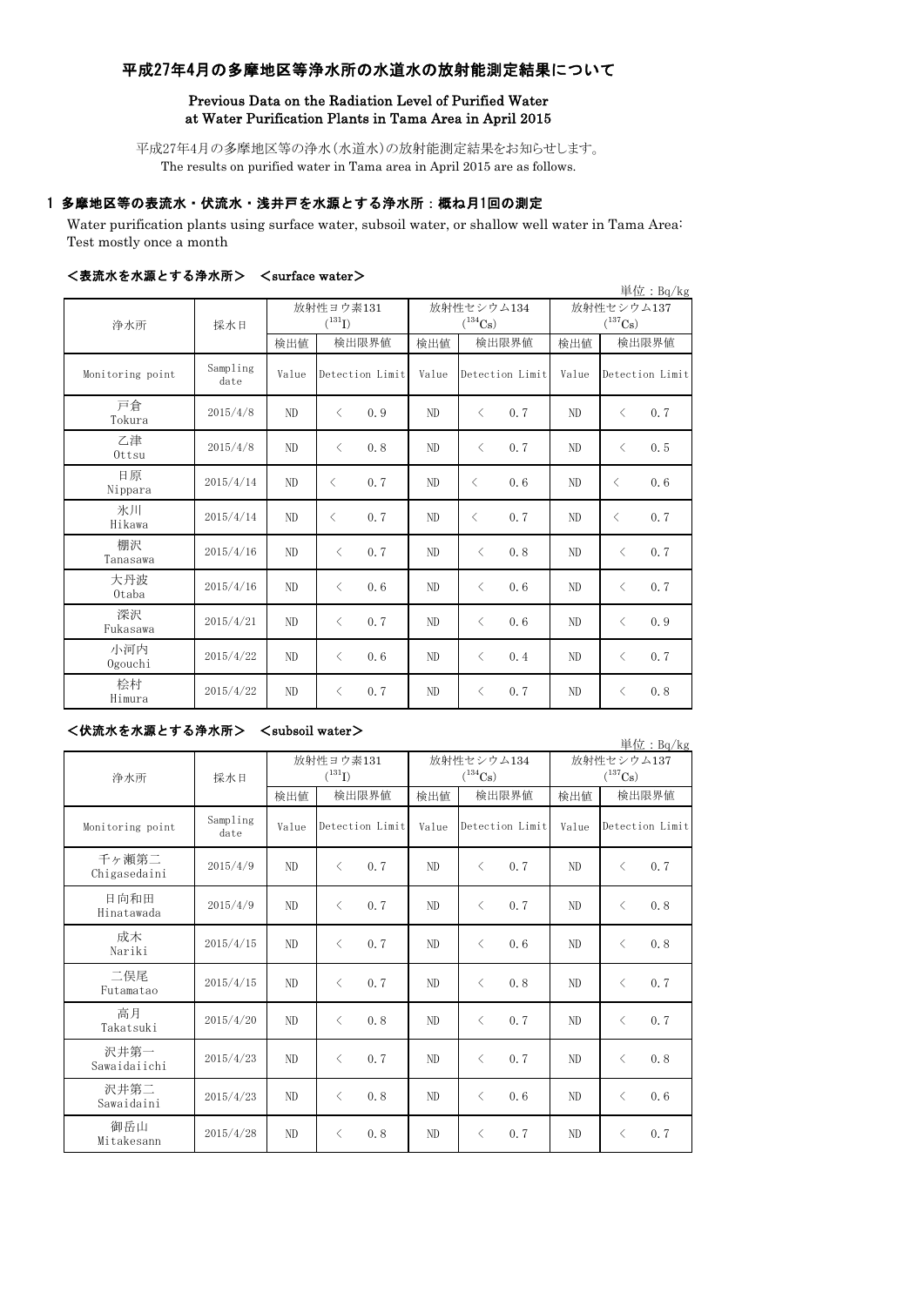# 平成27年4月の多摩地区等浄水所の水道水の放射能測定結果について

## Previous Data on the Radiation Level of Purified Water at Water Purification Plants in Tama Area in April 2015

平成27年4月の多摩地区等の浄水(水道水)の放射能測定結果をお知らせします。
The results on purified water in Tama area in April 2015 are as follows.

### 1 多摩地区等の表流水・伏流水・浅井戸を水源とする浄水所：概ね月1回の測定

Water purification plants using surface water, subsoil water, or shallow well water in Tama Area: Test mostly once a month

#### <表流水を水源とする浄水所> <surface water>

単位：Bq/kg

| 浄水所 | 採水日 | 放射性ヨウ素131 ($^{131}I$) | | 放射性セシウム134 ($^{134}Cs$) | | 放射性セシウム137 ($^{137}Cs$) | |
|---|---|---|---|---|---|---|---|
| | | 検出値 | 検出限界値 | 検出値 | 検出限界値 | 検出値 | 検出限界値 |
| Monitoring point | Sampling date | Value | Detection Limit | Value | Detection Limit | Value | Detection Limit |
| 戸倉 Tokura | 2015/4/8 | ND | ＜ 0.9 | ND | ＜ 0.7 | ND | ＜ 0.7 |
| 乙津 Ottsu | 2015/4/8 | ND | ＜ 0.8 | ND | ＜ 0.7 | ND | ＜ 0.5 |
| 日原 Nippara | 2015/4/14 | ND | ＜ 0.7 | ND | ＜ 0.6 | ND | ＜ 0.6 |
| 氷川 Hikawa | 2015/4/14 | ND | ＜ 0.7 | ND | ＜ 0.7 | ND | ＜ 0.7 |
| 棚沢 Tanasawa | 2015/4/16 | ND | ＜ 0.7 | ND | ＜ 0.8 | ND | ＜ 0.7 |
| 大丹波 Otaba | 2015/4/16 | ND | ＜ 0.6 | ND | ＜ 0.6 | ND | ＜ 0.7 |
| 深沢 Fukasawa | 2015/4/21 | ND | ＜ 0.7 | ND | ＜ 0.6 | ND | ＜ 0.9 |
| 小河内 Ogouchi | 2015/4/22 | ND | ＜ 0.6 | ND | ＜ 0.4 | ND | ＜ 0.7 |
| 桧村 Himura | 2015/4/22 | ND | ＜ 0.7 | ND | ＜ 0.7 | ND | ＜ 0.8 |

#### <伏流水を水源とする浄水所> <subsoil water>

単位：Bq/kg

| 浄水所 | 採水日 | 放射性ヨウ素131 ($^{131}I$) | | 放射性セシウム134 ($^{134}Cs$) | | 放射性セシウム137 ($^{137}Cs$) | |
|---|---|---|---|---|---|---|---|
| | | 検出値 | 検出限界値 | 検出値 | 検出限界値 | 検出値 | 検出限界値 |
| Monitoring point | Sampling date | Value | Detection Limit | Value | Detection Limit | Value | Detection Limit |
| 千ヶ瀬第二 Chigasedaini | 2015/4/9 | ND | ＜ 0.7 | ND | ＜ 0.7 | ND | ＜ 0.7 |
| 日向和田 Hinatawada | 2015/4/9 | ND | ＜ 0.7 | ND | ＜ 0.7 | ND | ＜ 0.8 |
| 成木 Nariki | 2015/4/15 | ND | ＜ 0.7 | ND | ＜ 0.6 | ND | ＜ 0.8 |
| 二俣尾 Futamatao | 2015/4/15 | ND | ＜ 0.7 | ND | ＜ 0.8 | ND | ＜ 0.7 |
| 高月 Takatsuki | 2015/4/20 | ND | ＜ 0.8 | ND | ＜ 0.7 | ND | ＜ 0.7 |
| 沢井第一 Sawaidaiichi | 2015/4/23 | ND | ＜ 0.7 | ND | ＜ 0.7 | ND | ＜ 0.8 |
| 沢井第二 Sawaidaini | 2015/4/23 | ND | ＜ 0.8 | ND | ＜ 0.6 | ND | ＜ 0.6 |
| 御岳山 Mitakesann | 2015/4/28 | ND | ＜ 0.8 | ND | ＜ 0.7 | ND | ＜ 0.7 |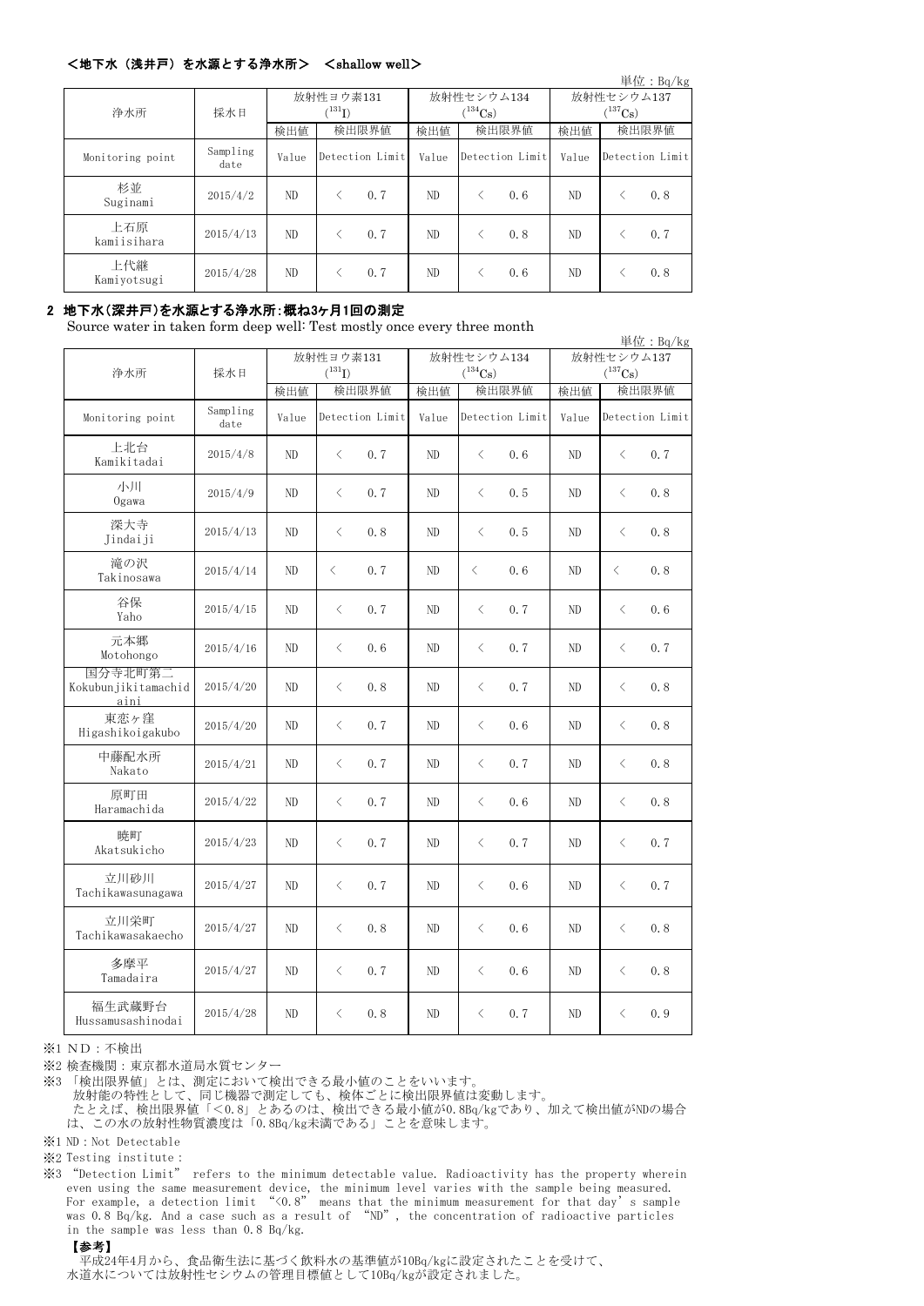## ＜地下水（浅井戸）を水源とする浄水所＞　＜shallow well＞

単位：Bq/kg

| 浄水所 | 採水日 | 放射性ヨウ素131 ($^{131}I$) | | 放射性セシウム134 ($^{134}Cs$) | | 放射性セシウム137 ($^{137}Cs$) | |
|---|---|---|---|---|---|---|---|
| | | 検出値 | 検出限界値 | 検出値 | 検出限界値 | 検出値 | 検出限界値 |
| Monitoring point | Sampling date | Value | Detection Limit | Value | Detection Limit | Value | Detection Limit |
| 杉並 Suginami | 2015/4/2 | ND | ＜ 0.7 | ND | ＜ 0.6 | ND | ＜ 0.8 |
| 上石原 kamiisihara | 2015/4/13 | ND | ＜ 0.7 | ND | ＜ 0.8 | ND | ＜ 0.7 |
| 上代継 Kamiyotsugi | 2015/4/28 | ND | ＜ 0.7 | ND | ＜ 0.6 | ND | ＜ 0.8 |

## 2 地下水(深井戸)を水源とする浄水所:概ね3ヶ月1回の測定

Source water in taken form deep well: Test mostly once every three month

単位：Bq/kg

| 浄水所 | 採水日 | 放射性ヨウ素131 ($^{131}I$) | | 放射性セシウム134 ($^{134}Cs$) | | 放射性セシウム137 ($^{137}Cs$) | |
|---|---|---|---|---|---|---|---|
| | | 検出値 | 検出限界値 | 検出値 | 検出限界値 | 検出値 | 検出限界値 |
| Monitoring point | Sampling date | Value | Detection Limit | Value | Detection Limit | Value | Detection Limit |
| 上北台 Kamikitadai | 2015/4/8 | ND | ＜ 0.7 | ND | ＜ 0.6 | ND | ＜ 0.7 |
| 小川 Ogawa | 2015/4/9 | ND | ＜ 0.7 | ND | ＜ 0.5 | ND | ＜ 0.8 |
| 深大寺 Jindaiji | 2015/4/13 | ND | ＜ 0.8 | ND | ＜ 0.5 | ND | ＜ 0.8 |
| 滝の沢 Takinosawa | 2015/4/14 | ND | ＜ 0.7 | ND | ＜ 0.6 | ND | ＜ 0.8 |
| 谷保 Yaho | 2015/4/15 | ND | ＜ 0.7 | ND | ＜ 0.7 | ND | ＜ 0.6 |
| 元本郷 Motohongo | 2015/4/16 | ND | ＜ 0.6 | ND | ＜ 0.7 | ND | ＜ 0.7 |
| 国分寺北町第二 Kokubunjikitamachidaini | 2015/4/20 | ND | ＜ 0.8 | ND | ＜ 0.7 | ND | ＜ 0.8 |
| 東恋ヶ窪 Higashikoigakubo | 2015/4/20 | ND | ＜ 0.7 | ND | ＜ 0.6 | ND | ＜ 0.8 |
| 中藤配水所 Nakato | 2015/4/21 | ND | ＜ 0.7 | ND | ＜ 0.7 | ND | ＜ 0.8 |
| 原町田 Haramachida | 2015/4/22 | ND | ＜ 0.7 | ND | ＜ 0.6 | ND | ＜ 0.8 |
| 暁町 Akatsukicho | 2015/4/23 | ND | ＜ 0.7 | ND | ＜ 0.7 | ND | ＜ 0.7 |
| 立川砂川 Tachikawasunagawa | 2015/4/27 | ND | ＜ 0.7 | ND | ＜ 0.6 | ND | ＜ 0.7 |
| 立川栄町 Tachikawasakaecho | 2015/4/27 | ND | ＜ 0.8 | ND | ＜ 0.6 | ND | ＜ 0.8 |
| 多摩平 Tamadaira | 2015/4/27 | ND | ＜ 0.7 | ND | ＜ 0.6 | ND | ＜ 0.8 |
| 福生武蔵野台 Hussamusashinodai | 2015/4/28 | ND | ＜ 0.8 | ND | ＜ 0.7 | ND | ＜ 0.9 |

※1 ＮＤ：不検出

※2 検査機関：東京都水道局水質センター

※3 「検出限界値」とは、測定において検出できる最小値のことをいいます。
　放射能の特性として、同じ機器で測定しても、検体ごとに検出限界値は変動します。
　たとえば、検出限界値「＜0.8」とあるのは、検出できる最小値が0.8Bq/kgであり、加えて検出値がNDの場合は、この水の放射性物質濃度は「0.8Bq/kg未満である」ことを意味します。

※1 ND：Not Detectable

※2 Testing institute：

※3 "Detection Limit" refers to the minimum detectable value. Radioactivity has the property wherein even using the same measurement device, the minimum level varies with the sample being measured. For example, a detection limit "<0.8" means that the minimum measurement for that day's sample was 0.8 Bq/kg. And a case such as a result of "ND", the concentration of radioactive particles in the sample was less than 0.8 Bq/kg.

【参考】
　平成24年4月から、食品衛生法に基づく飲料水の基準値が10Bq/kgに設定されたことを受けて、水道水については放射性セシウムの管理目標値として10Bq/kgが設定されました。